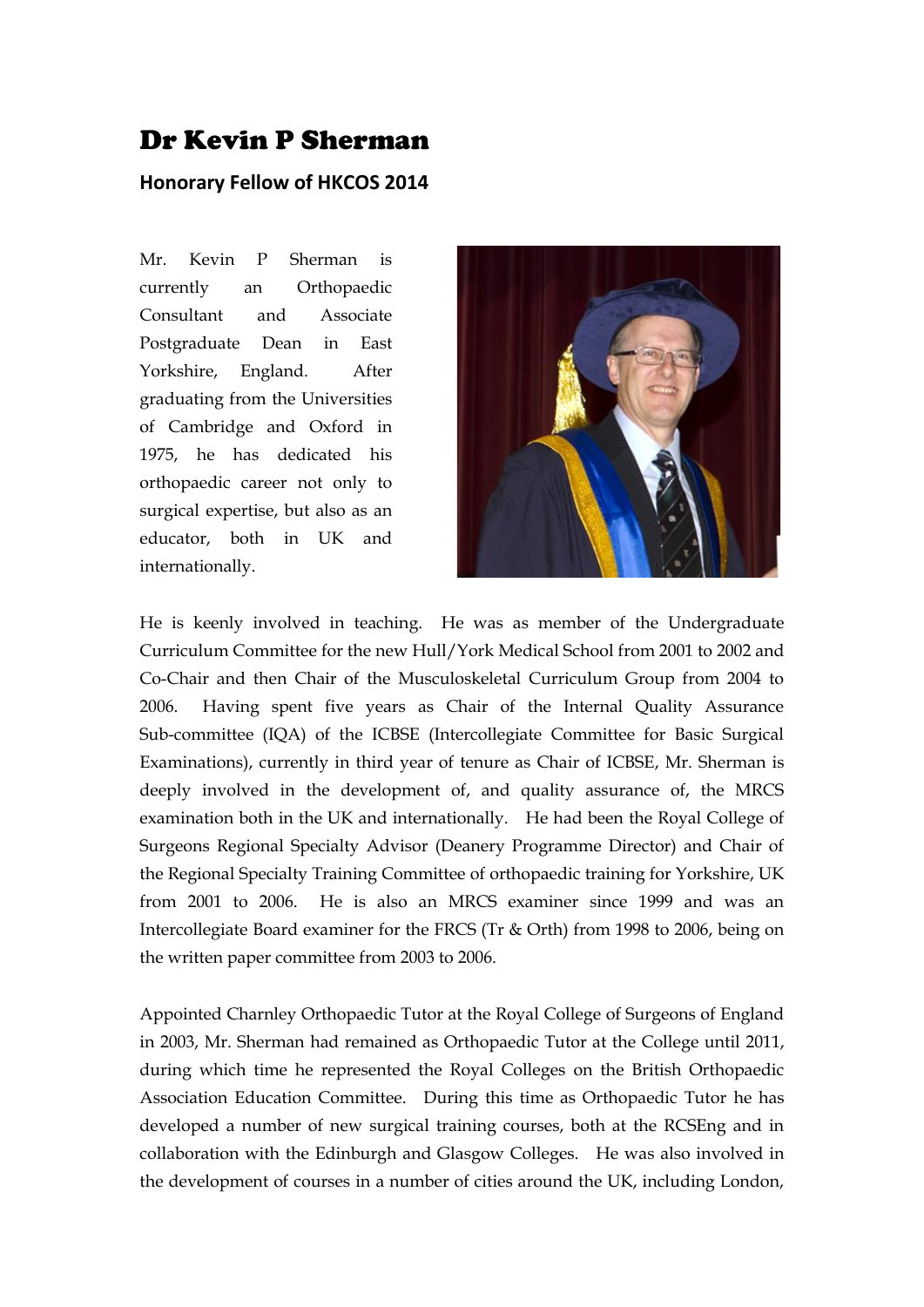# Dr Kevin P Sherman

## Honorary Fellow of HKCOS 2014

Mr. Kevin P Sherman is currently an Orthopaedic Consultant and Associate Postgraduate Dean in East Yorkshire, England. After graduating from the Universities of Cambridge and Oxford in 1975, he has dedicated his orthopaedic career not only to surgical expertise, but also as an educator, both in UK and internationally.

He is keenly involved in teaching. He was as member of the Undergraduate Curriculum Committee for the new Hull/York Medical School from 2001 to 2002 and Co-Chair and then Chair of the Musculoskeletal Curriculum Group from 2004 to 2006. Having spent five years as Chair of the Internal Quality Assurance Sub-committee (IQA) of the ICBSE (Intercollegiate Committee for Basic Surgical Examinations), currently in third year of tenure as Chair of ICBSE, Mr. Sherman is deeply involved in the development of, and quality assurance of, the MRCS examination both in the UK and internationally. He had been the Royal College of Surgeons Regional Specialty Advisor (Deanery Programme Director) and Chair of the Regional Specialty Training Committee of orthopaedic training for Yorkshire, UK from 2001 to 2006. He is also an MRCS examiner since 1999 and was an Intercollegiate Board examiner for the FRCS (Tr & Orth) from 1998 to 2006, being on the written paper committee from 2003 to 2006.

Appointed Charnley Orthopaedic Tutor at the Royal College of Surgeons of England in 2003, Mr. Sherman had remained as Orthopaedic Tutor at the College until 2011, during which time he represented the Royal Colleges on the British Orthopaedic Association Education Committee. During this time as Orthopaedic Tutor he has developed a number of new surgical training courses, both at the RCSEng and in collaboration with the Edinburgh and Glasgow Colleges. He was also involved in the development of courses in a number of cities around the UK, including London,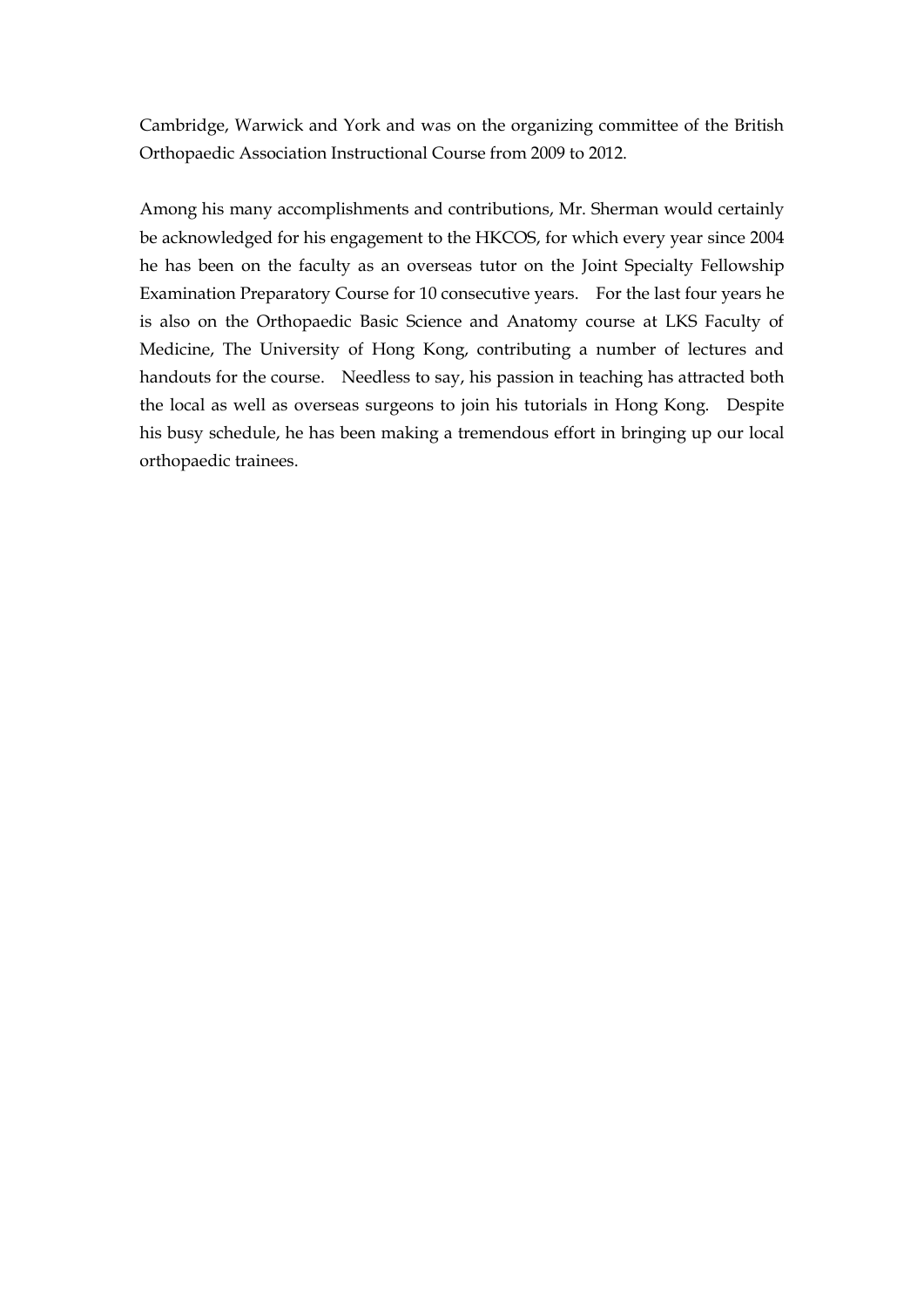Cambridge, Warwick and York and was on the organizing committee of the British Orthopaedic Association Instructional Course from 2009 to 2012.

Among his many accomplishments and contributions, Mr. Sherman would certainly be acknowledged for his engagement to the HKCOS, for which every year since 2004 he has been on the faculty as an overseas tutor on the Joint Specialty Fellowship Examination Preparatory Course for 10 consecutive years. For the last four years he is also on the Orthopaedic Basic Science and Anatomy course at LKS Faculty of Medicine, The University of Hong Kong, contributing a number of lectures and handouts for the course. Needless to say, his passion in teaching has attracted both the local as well as overseas surgeons to join his tutorials in Hong Kong. Despite his busy schedule, he has been making a tremendous effort in bringing up our local orthopaedic trainees.